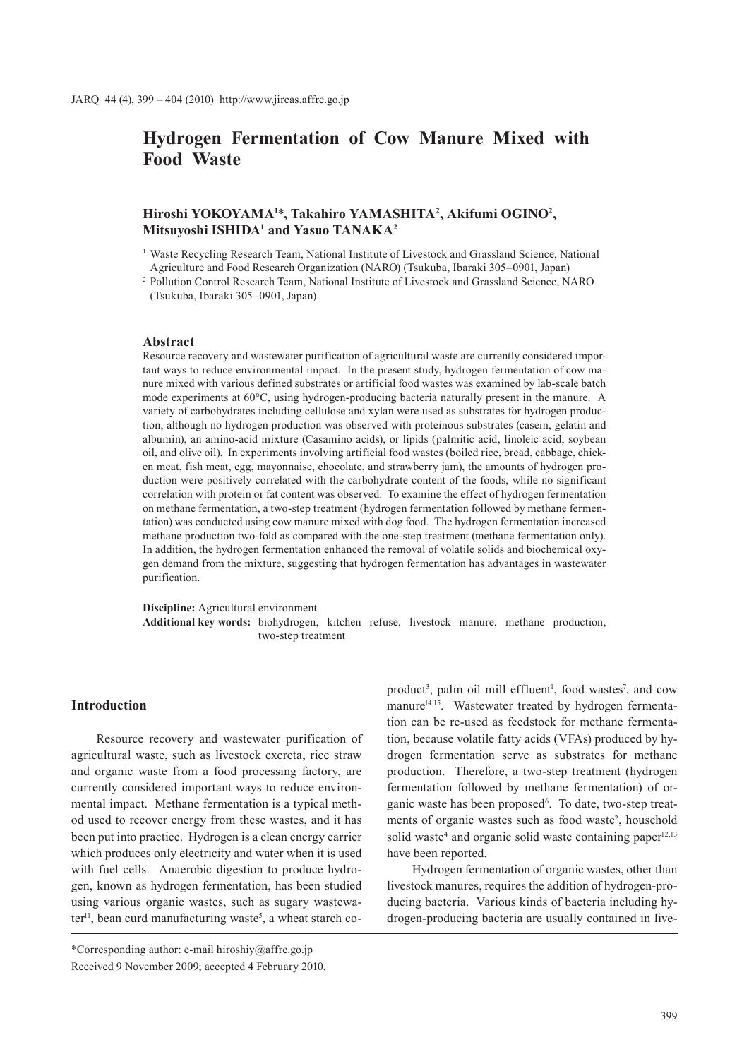# Hydrogen Fermentation of Cow Manure Mixed with Food Waste

**Hiroshi YOKOYAMA[1]\*, Takahiro YAMASHITA[2], Akifumi OGINO[2], Mitsuyoshi ISHIDA[1] and Yasuo TANAKA[2]**

[1] Waste Recycling Research Team, National Institute of Livestock and Grassland Science, National Agriculture and Food Research Organization (NARO) (Tsukuba, Ibaraki 305–0901, Japan)

[2] Pollution Control Research Team, National Institute of Livestock and Grassland Science, NARO (Tsukuba, Ibaraki 305–0901, Japan)

## Abstract

Resource recovery and wastewater purification of agricultural waste are currently considered important ways to reduce environmental impact. In the present study, hydrogen fermentation of cow manure mixed with various defined substrates or artificial food wastes was examined by lab-scale batch mode experiments at 60°C, using hydrogen-producing bacteria naturally present in the manure. A variety of carbohydrates including cellulose and xylan were used as substrates for hydrogen production, although no hydrogen production was observed with proteinous substrates (casein, gelatin and albumin), an amino-acid mixture (Casamino acids), or lipids (palmitic acid, linoleic acid, soybean oil, and olive oil). In experiments involving artificial food wastes (boiled rice, bread, cabbage, chicken meat, fish meat, egg, mayonnaise, chocolate, and strawberry jam), the amounts of hydrogen production were positively correlated with the carbohydrate content of the foods, while no significant correlation with protein or fat content was observed. To examine the effect of hydrogen fermentation on methane fermentation, a two-step treatment (hydrogen fermentation followed by methane fermentation) was conducted using cow manure mixed with dog food. The hydrogen fermentation increased methane production two-fold as compared with the one-step treatment (methane fermentation only). In addition, the hydrogen fermentation enhanced the removal of volatile solids and biochemical oxygen demand from the mixture, suggesting that hydrogen fermentation has advantages in wastewater purification.

**Discipline:** Agricultural environment
**Additional key words:** biohydrogen, kitchen refuse, livestock manure, methane production, two-step treatment

## Introduction

Resource recovery and wastewater purification of agricultural waste, such as livestock excreta, rice straw and organic waste from a food processing factory, are currently considered important ways to reduce environmental impact. Methane fermentation is a typical method used to recover energy from these wastes, and it has been put into practice. Hydrogen is a clean energy carrier which produces only electricity and water when it is used with fuel cells. Anaerobic digestion to produce hydrogen, known as hydrogen fermentation, has been studied using various organic wastes, such as sugary wastewater[11], bean curd manufacturing waste[5], a wheat starch co-product[3], palm oil mill effluent[1], food wastes[7], and cow manure[14,15]. Wastewater treated by hydrogen fermentation can be re-used as feedstock for methane fermentation, because volatile fatty acids (VFAs) produced by hydrogen fermentation serve as substrates for methane production. Therefore, a two-step treatment (hydrogen fermentation followed by methane fermentation) of organic waste has been proposed[6]. To date, two-step treatments of organic wastes such as food waste[2], household solid waste[4] and organic solid waste containing paper[12,13] have been reported.

Hydrogen fermentation of organic wastes, other than livestock manures, requires the addition of hydrogen-producing bacteria. Various kinds of bacteria including hydrogen-producing bacteria are usually contained in live-

\*Corresponding author: e-mail hiroshiy@affrc.go.jp
Received 9 November 2009; accepted 4 February 2010.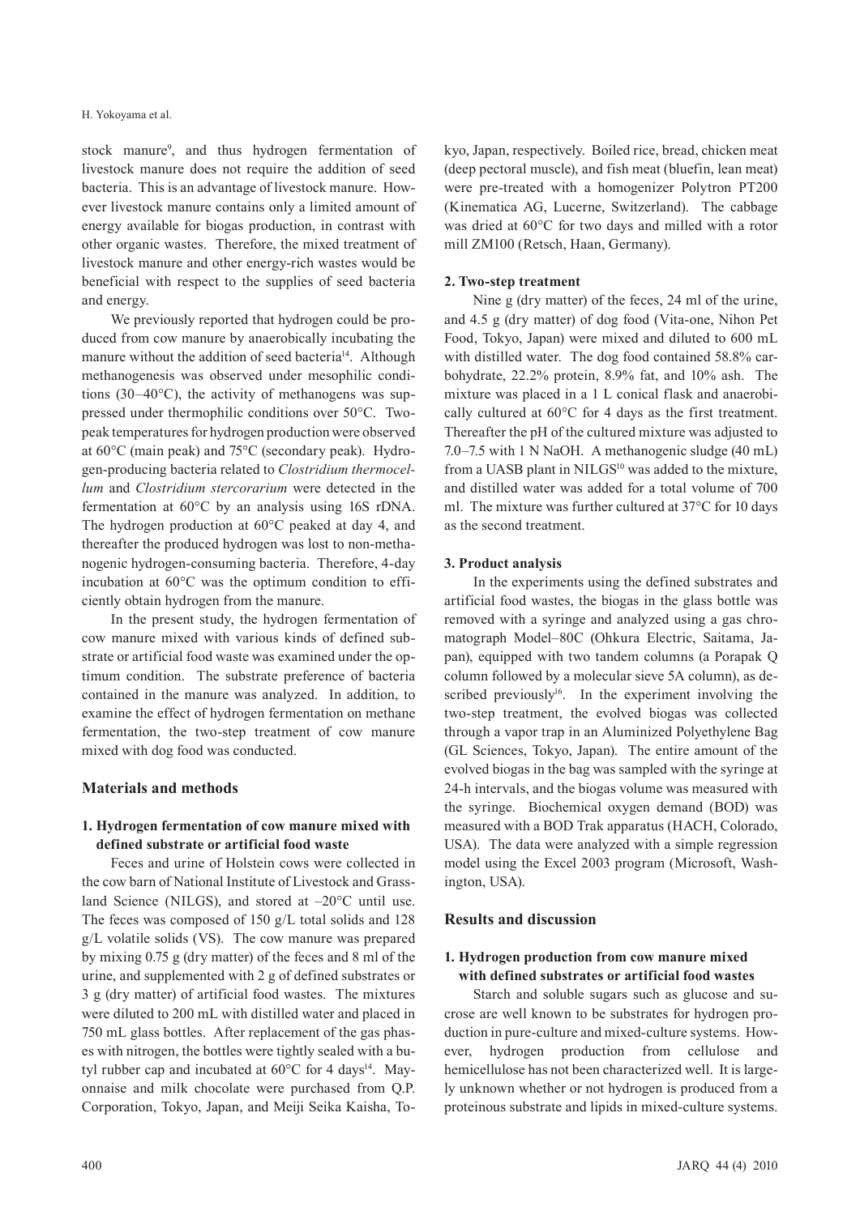stock manure[9], and thus hydrogen fermentation of livestock manure does not require the addition of seed bacteria. This is an advantage of livestock manure. However livestock manure contains only a limited amount of energy available for biogas production, in contrast with other organic wastes. Therefore, the mixed treatment of livestock manure and other energy-rich wastes would be beneficial with respect to the supplies of seed bacteria and energy.

We previously reported that hydrogen could be produced from cow manure by anaerobically incubating the manure without the addition of seed bacteria[14]. Although methanogenesis was observed under mesophilic conditions (30–40°C), the activity of methanogens was suppressed under thermophilic conditions over 50°C. Two-peak temperatures for hydrogen production were observed at 60°C (main peak) and 75°C (secondary peak). Hydrogen-producing bacteria related to *Clostridium thermocellum* and *Clostridium stercorarium* were detected in the fermentation at 60°C by an analysis using 16S rDNA. The hydrogen production at 60°C peaked at day 4, and thereafter the produced hydrogen was lost to non-methanogenic hydrogen-consuming bacteria. Therefore, 4-day incubation at 60°C was the optimum condition to efficiently obtain hydrogen from the manure.

In the present study, the hydrogen fermentation of cow manure mixed with various kinds of defined substrate or artificial food waste was examined under the optimum condition. The substrate preference of bacteria contained in the manure was analyzed. In addition, to examine the effect of hydrogen fermentation on methane fermentation, the two-step treatment of cow manure mixed with dog food was conducted.

## Materials and methods

### 1. Hydrogen fermentation of cow manure mixed with defined substrate or artificial food waste

Feces and urine of Holstein cows were collected in the cow barn of National Institute of Livestock and Grassland Science (NILGS), and stored at –20°C until use. The feces was composed of 150 g/L total solids and 128 g/L volatile solids (VS). The cow manure was prepared by mixing 0.75 g (dry matter) of the feces and 8 ml of the urine, and supplemented with 2 g of defined substrates or 3 g (dry matter) of artificial food wastes. The mixtures were diluted to 200 mL with distilled water and placed in 750 mL glass bottles. After replacement of the gas phases with nitrogen, the bottles were tightly sealed with a butyl rubber cap and incubated at 60°C for 4 days[14]. Mayonnaise and milk chocolate were purchased from Q.P. Corporation, Tokyo, Japan, and Meiji Seika Kaisha, Tokyo, Japan, respectively. Boiled rice, bread, chicken meat (deep pectoral muscle), and fish meat (bluefin, lean meat) were pre-treated with a homogenizer Polytron PT200 (Kinematica AG, Lucerne, Switzerland). The cabbage was dried at 60°C for two days and milled with a rotor mill ZM100 (Retsch, Haan, Germany).

### 2. Two-step treatment

Nine g (dry matter) of the feces, 24 ml of the urine, and 4.5 g (dry matter) of dog food (Vita-one, Nihon Pet Food, Tokyo, Japan) were mixed and diluted to 600 mL with distilled water. The dog food contained 58.8% carbohydrate, 22.2% protein, 8.9% fat, and 10% ash. The mixture was placed in a 1 L conical flask and anaerobically cultured at 60°C for 4 days as the first treatment. Thereafter the pH of the cultured mixture was adjusted to 7.0–7.5 with 1 N NaOH. A methanogenic sludge (40 mL) from a UASB plant in NILGS[10] was added to the mixture, and distilled water was added for a total volume of 700 ml. The mixture was further cultured at 37°C for 10 days as the second treatment.

### 3. Product analysis

In the experiments using the defined substrates and artificial food wastes, the biogas in the glass bottle was removed with a syringe and analyzed using a gas chromatograph Model–80C (Ohkura Electric, Saitama, Japan), equipped with two tandem columns (a Porapak Q column followed by a molecular sieve 5A column), as described previously[16]. In the experiment involving the two-step treatment, the evolved biogas was collected through a vapor trap in an Aluminized Polyethylene Bag (GL Sciences, Tokyo, Japan). The entire amount of the evolved biogas in the bag was sampled with the syringe at 24-h intervals, and the biogas volume was measured with the syringe. Biochemical oxygen demand (BOD) was measured with a BOD Trak apparatus (HACH, Colorado, USA). The data were analyzed with a simple regression model using the Excel 2003 program (Microsoft, Washington, USA).

## Results and discussion

### 1. Hydrogen production from cow manure mixed with defined substrates or artificial food wastes

Starch and soluble sugars such as glucose and sucrose are well known to be substrates for hydrogen production in pure-culture and mixed-culture systems. However, hydrogen production from cellulose and hemicellulose has not been characterized well. It is largely unknown whether or not hydrogen is produced from a proteinous substrate and lipids in mixed-culture systems.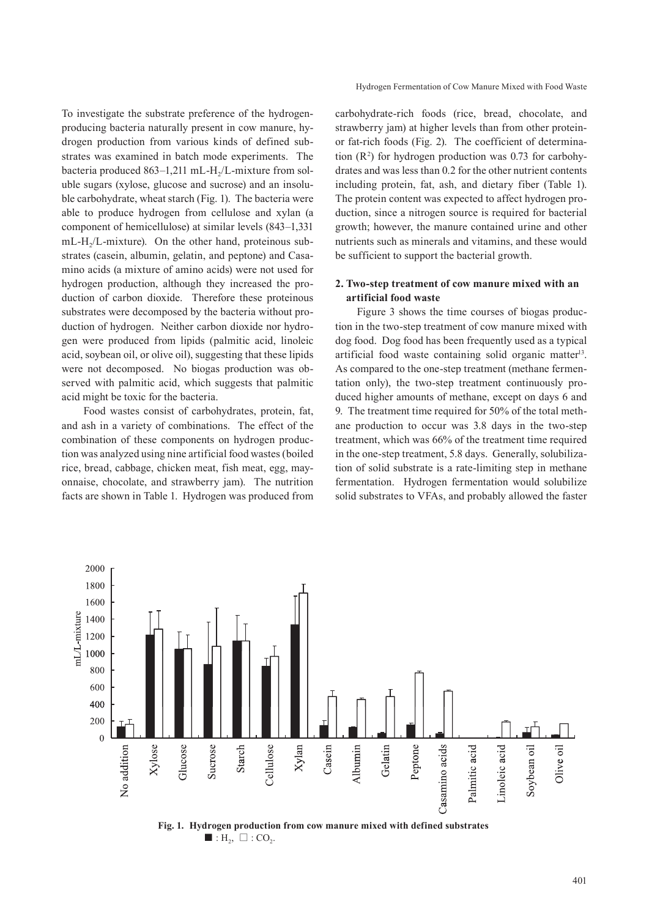To investigate the substrate preference of the hydrogen-producing bacteria naturally present in cow manure, hydrogen production from various kinds of defined substrates was examined in batch mode experiments. The bacteria produced 863–1,211 mL-$H_2$/L-mixture from soluble sugars (xylose, glucose and sucrose) and an insoluble carbohydrate, wheat starch (Fig. 1). The bacteria were able to produce hydrogen from cellulose and xylan (a component of hemicellulose) at similar levels (843–1,331 mL-$H_2$/L-mixture). On the other hand, proteinous substrates (casein, albumin, gelatin, and peptone) and Casamino acids (a mixture of amino acids) were not used for hydrogen production, although they increased the production of carbon dioxide. Therefore these proteinous substrates were decomposed by the bacteria without production of hydrogen. Neither carbon dioxide nor hydrogen were produced from lipids (palmitic acid, linoleic acid, soybean oil, or olive oil), suggesting that these lipids were not decomposed. No biogas production was observed with palmitic acid, which suggests that palmitic acid might be toxic for the bacteria.

Food wastes consist of carbohydrates, protein, fat, and ash in a variety of combinations. The effect of the combination of these components on hydrogen production was analyzed using nine artificial food wastes (boiled rice, bread, cabbage, chicken meat, fish meat, egg, mayonnaise, chocolate, and strawberry jam). The nutrition facts are shown in Table 1. Hydrogen was produced from carbohydrate-rich foods (rice, bread, chocolate, and strawberry jam) at higher levels than from other protein- or fat-rich foods (Fig. 2). The coefficient of determination ($R^2$) for hydrogen production was 0.73 for carbohydrates and was less than 0.2 for the other nutrient contents including protein, fat, ash, and dietary fiber (Table 1). The protein content was expected to affect hydrogen production, since a nitrogen source is required for bacterial growth; however, the manure contained urine and other nutrients such as minerals and vitamins, and these would be sufficient to support the bacterial growth.

## 2. Two-step treatment of cow manure mixed with an artificial food waste

Figure 3 shows the time courses of biogas production in the two-step treatment of cow manure mixed with dog food. Dog food has been frequently used as a typical artificial food waste containing solid organic matter[13]. As compared to the one-step treatment (methane fermentation only), the two-step treatment continuously produced higher amounts of methane, except on days 6 and 9. The treatment time required for 50% of the total methane production to occur was 3.8 days in the two-step treatment, which was 66% of the treatment time required in the one-step treatment, 5.8 days. Generally, solubilization of solid substrate is a rate-limiting step in methane fermentation. Hydrogen fermentation would solubilize solid substrates to VFAs, and probably allowed the faster

**Fig. 1. Hydrogen production from cow manure mixed with defined substrates**
■ : $H_2$, □ : $CO_2$.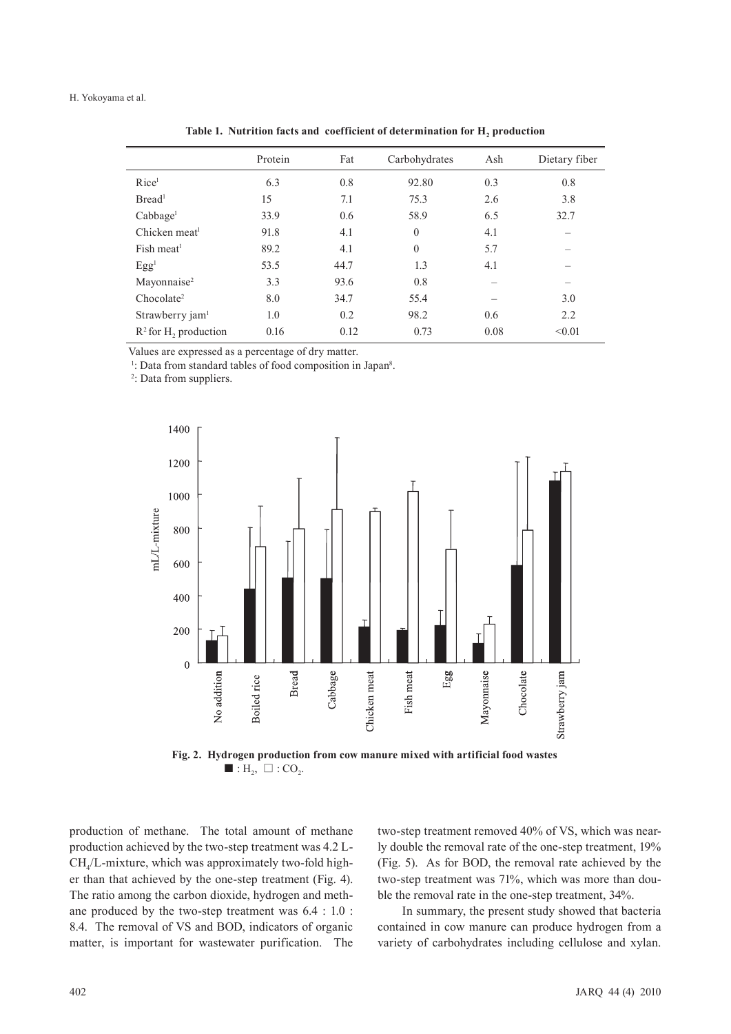**Table 1. Nutrition facts and coefficient of determination for $H_2$ production**

| | Protein | Fat | Carbohydrates | Ash | Dietary fiber |
|---|---|---|---|---|---|
| Rice[1] | 6.3 | 0.8 | 92.80 | 0.3 | 0.8 |
| Bread[1] | 15 | 7.1 | 75.3 | 2.6 | 3.8 |
| Cabbage[1] | 33.9 | 0.6 | 58.9 | 6.5 | 32.7 |
| Chicken meat[1] | 91.8 | 4.1 | 0 | 4.1 | – |
| Fish meat[1] | 89.2 | 4.1 | 0 | 5.7 | – |
| Egg[1] | 53.5 | 44.7 | 1.3 | 4.1 | – |
| Mayonnaise[2] | 3.3 | 93.6 | 0.8 | – | – |
| Chocolate[2] | 8.0 | 34.7 | 55.4 | – | 3.0 |
| Strawberry jam[1] | 1.0 | 0.2 | 98.2 | 0.6 | 2.2 |
| $R^2$ for $H_2$ production | 0.16 | 0.12 | 0.73 | 0.08 | <0.01 |

Values are expressed as a percentage of dry matter.

[1]: Data from standard tables of food composition in Japan[8].

[2]: Data from suppliers.

**Fig. 2. Hydrogen production from cow manure mixed with artificial food wastes**
■ : $H_2$, □ : $CO_2$.

production of methane. The total amount of methane production achieved by the two-step treatment was 4.2 L-$CH_4$/L-mixture, which was approximately two-fold higher than that achieved by the one-step treatment (Fig. 4). The ratio among the carbon dioxide, hydrogen and methane produced by the two-step treatment was 6.4 : 1.0 : 8.4. The removal of VS and BOD, indicators of organic matter, is important for wastewater purification. The two-step treatment removed 40% of VS, which was nearly double the removal rate of the one-step treatment, 19% (Fig. 5). As for BOD, the removal rate achieved by the two-step treatment was 71%, which was more than double the removal rate in the one-step treatment, 34%.

In summary, the present study showed that bacteria contained in cow manure can produce hydrogen from a variety of carbohydrates including cellulose and xylan.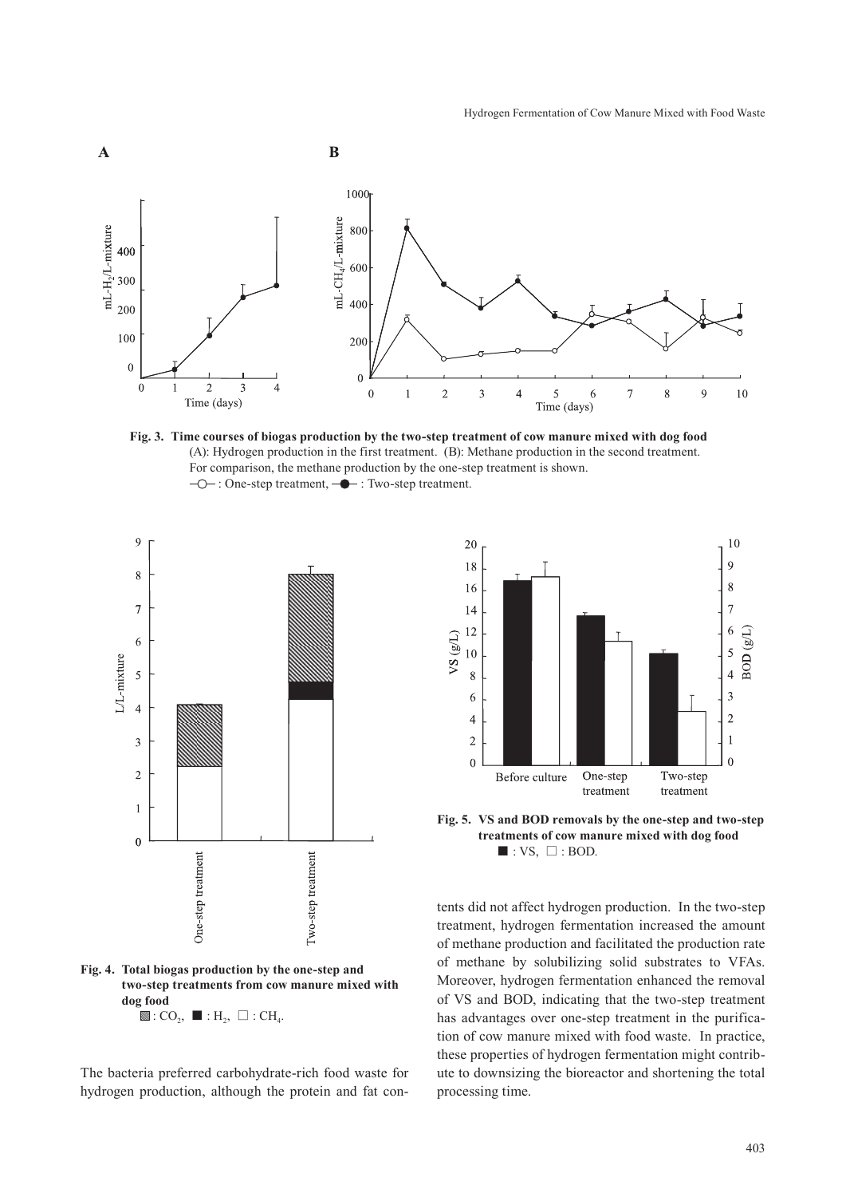**Fig. 3. Time courses of biogas production by the two-step treatment of cow manure mixed with dog food**
(A): Hydrogen production in the first treatment. (B): Methane production in the second treatment. For comparison, the methane production by the one-step treatment is shown.
—○— : One-step treatment, —●— : Two-step treatment.

**Fig. 4. Total biogas production by the one-step and two-step treatments from cow manure mixed with dog food**
▨ : $CO_2$, ■ : $H_2$, □ : $CH_4$.

**Fig. 5. VS and BOD removals by the one-step and two-step treatments of cow manure mixed with dog food**
■ : VS, □ : BOD.

The bacteria preferred carbohydrate-rich food waste for hydrogen production, although the protein and fat contents did not affect hydrogen production. In the two-step treatment, hydrogen fermentation increased the amount of methane production and facilitated the production rate of methane by solubilizing solid substrates to VFAs. Moreover, hydrogen fermentation enhanced the removal of VS and BOD, indicating that the two-step treatment has advantages over one-step treatment in the purification of cow manure mixed with food waste. In practice, these properties of hydrogen fermentation might contribute to downsizing the bioreactor and shortening the total processing time.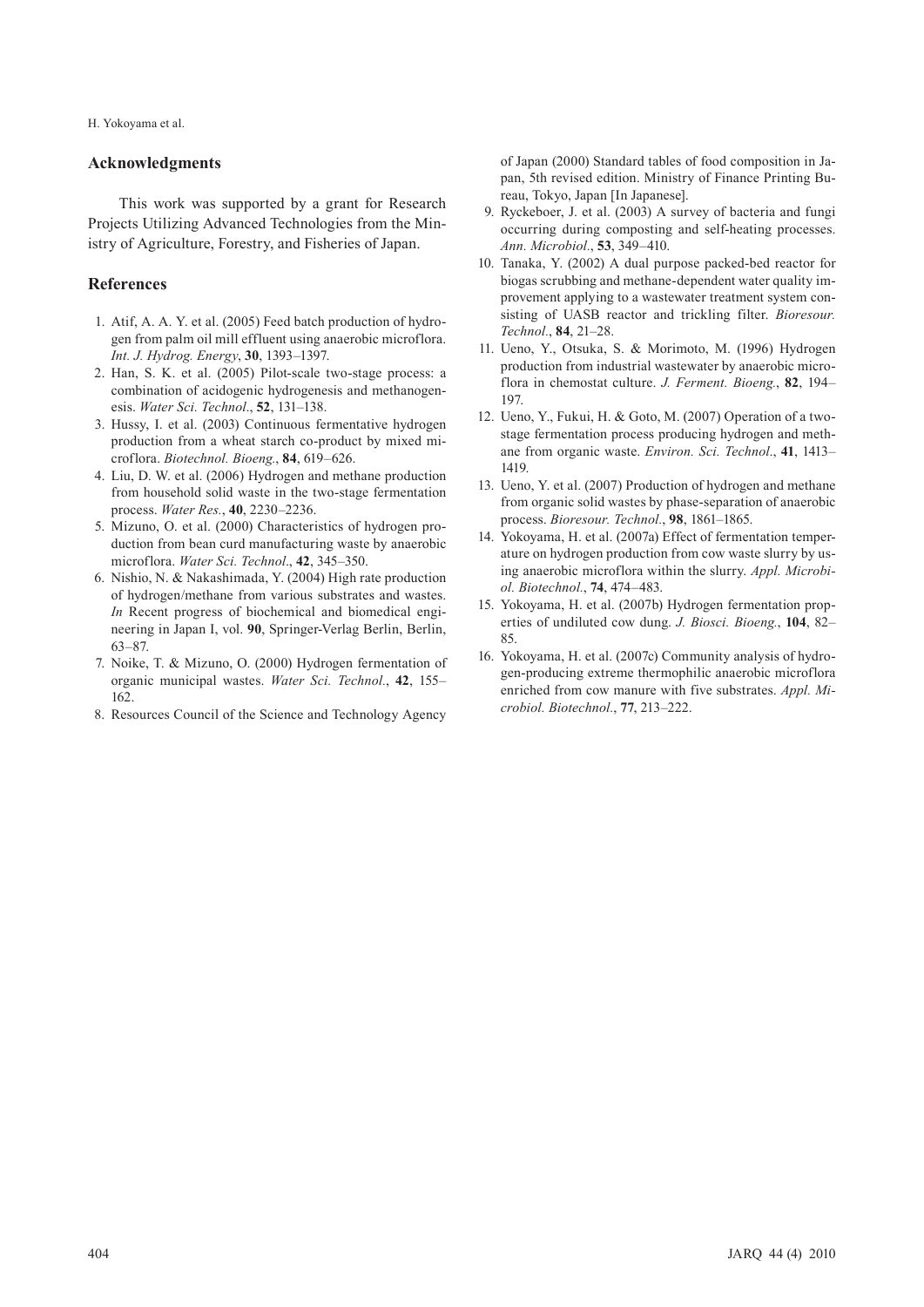## Acknowledgments

This work was supported by a grant for Research Projects Utilizing Advanced Technologies from the Ministry of Agriculture, Forestry, and Fisheries of Japan.

## References

1. Atif, A. A. Y. et al. (2005) Feed batch production of hydrogen from palm oil mill effluent using anaerobic microflora. *Int. J. Hydrog. Energy*, **30**, 1393–1397.
2. Han, S. K. et al. (2005) Pilot-scale two-stage process: a combination of acidogenic hydrogenesis and methanogenesis. *Water Sci. Technol*., **52**, 131–138.
3. Hussy, I. et al. (2003) Continuous fermentative hydrogen production from a wheat starch co-product by mixed microflora. *Biotechnol. Bioeng.*, **84**, 619–626.
4. Liu, D. W. et al. (2006) Hydrogen and methane production from household solid waste in the two-stage fermentation process. *Water Res.*, **40**, 2230–2236.
5. Mizuno, O. et al. (2000) Characteristics of hydrogen production from bean curd manufacturing waste by anaerobic microflora. *Water Sci. Technol*., **42**, 345–350.
6. Nishio, N. & Nakashimada, Y. (2004) High rate production of hydrogen/methane from various substrates and wastes. *In* Recent progress of biochemical and biomedical engineering in Japan I, vol. **90**, Springer-Verlag Berlin, Berlin, 63–87.
7. Noike, T. & Mizuno, O. (2000) Hydrogen fermentation of organic municipal wastes. *Water Sci. Technol.*, **42**, 155–162.
8. Resources Council of the Science and Technology Agency of Japan (2000) Standard tables of food composition in Japan, 5th revised edition. Ministry of Finance Printing Bureau, Tokyo, Japan [In Japanese].
9. Ryckeboer, J. et al. (2003) A survey of bacteria and fungi occurring during composting and self-heating processes. *Ann. Microbiol.*, **53**, 349–410.
10. Tanaka, Y. (2002) A dual purpose packed-bed reactor for biogas scrubbing and methane-dependent water quality improvement applying to a wastewater treatment system consisting of UASB reactor and trickling filter. *Bioresour. Technol.*, **84**, 21–28.
11. Ueno, Y., Otsuka, S. & Morimoto, M. (1996) Hydrogen production from industrial wastewater by anaerobic microflora in chemostat culture. *J. Ferment. Bioeng.*, **82**, 194–197.
12. Ueno, Y., Fukui, H. & Goto, M. (2007) Operation of a two-stage fermentation process producing hydrogen and methane from organic waste. *Environ. Sci. Technol*., **41**, 1413–1419.
13. Ueno, Y. et al. (2007) Production of hydrogen and methane from organic solid wastes by phase-separation of anaerobic process. *Bioresour. Technol*., **98**, 1861–1865.
14. Yokoyama, H. et al. (2007a) Effect of fermentation temperature on hydrogen production from cow waste slurry by using anaerobic microflora within the slurry. *Appl. Microbiol. Biotechnol.*, **74**, 474–483.
15. Yokoyama, H. et al. (2007b) Hydrogen fermentation properties of undiluted cow dung. *J. Biosci. Bioeng.*, **104**, 82–85.
16. Yokoyama, H. et al. (2007c) Community analysis of hydrogen-producing extreme thermophilic anaerobic microflora enriched from cow manure with five substrates. *Appl. Microbiol. Biotechnol*., **77**, 213–222.